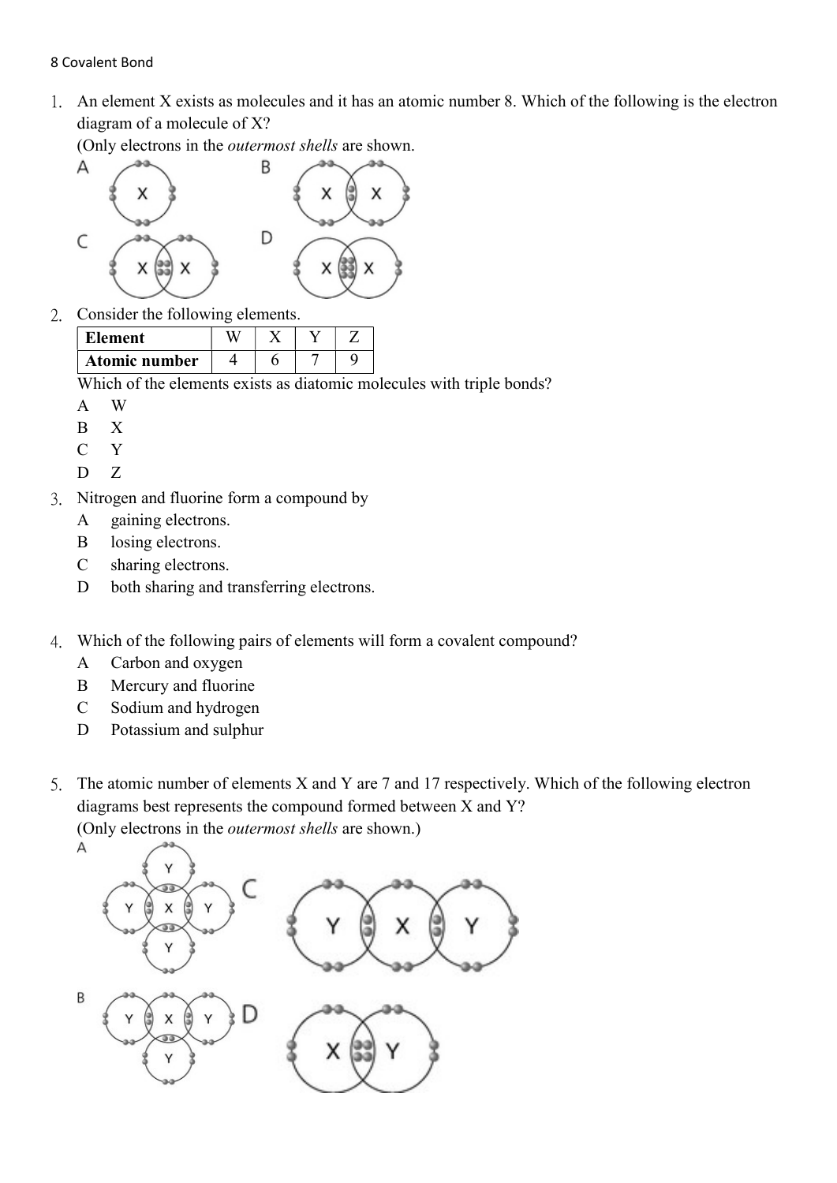8 Covalent Bond

1. An element X exists as molecules and it has an atomic number 8. Which of the following is the electron diagram of a molecule of X?
   (Only electrons in the *outermost shells* are shown.

   A

   B

   C

   D

2. Consider the following elements.

   | Element | W | X | Y | Z |
   |---|---|---|---|---|
   | Atomic number | 4 | 6 | 7 | 9 |

   Which of the elements exists as diatomic molecules with triple bonds?
   - A W
   - B X
   - C Y
   - D Z

3. Nitrogen and fluorine form a compound by
   - A gaining electrons.
   - B losing electrons.
   - C sharing electrons.
   - D both sharing and transferring electrons.

4. Which of the following pairs of elements will form a covalent compound?
   - A Carbon and oxygen
   - B Mercury and fluorine
   - C Sodium and hydrogen
   - D Potassium and sulphur

5. The atomic number of elements X and Y are 7 and 17 respectively. Which of the following electron diagrams best represents the compound formed between X and Y?
   (Only electrons in the *outermost shells* are shown.)

   A

   B

   C

   D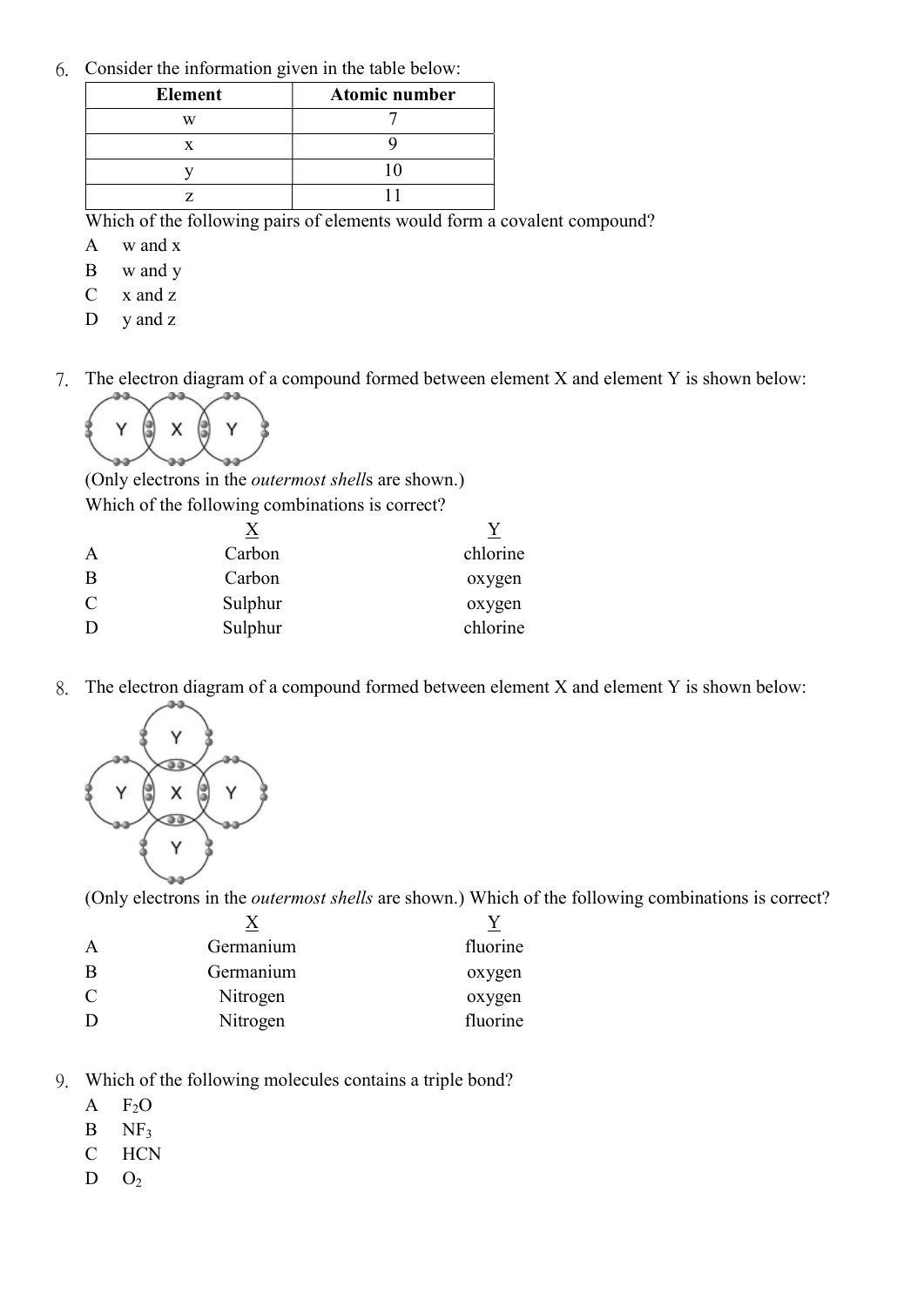6. Consider the information given in the table below:

| Element | Atomic number |
|---|---|
| w | 7 |
| x | 9 |
| y | 10 |
| z | 11 |

Which of the following pairs of elements would form a covalent compound?

A w and x
B w and y
C x and z
D y and z

7. The electron diagram of a compound formed between element X and element Y is shown below:

(Only electrons in the *outermost shell*s are shown.)
Which of the following combinations is correct?

| | X | Y |
|---|---|---|
| A | Carbon | chlorine |
| B | Carbon | oxygen |
| C | Sulphur | oxygen |
| D | Sulphur | chlorine |

8. The electron diagram of a compound formed between element X and element Y is shown below:

(Only electrons in the *outermost shells* are shown.) Which of the following combinations is correct?

| | X | Y |
|---|---|---|
| A | Germanium | fluorine |
| B | Germanium | oxygen |
| C | Nitrogen | oxygen |
| D | Nitrogen | fluorine |

9. Which of the following molecules contains a triple bond?

A $F_2O$
B $NF_3$
C HCN
D $O_2$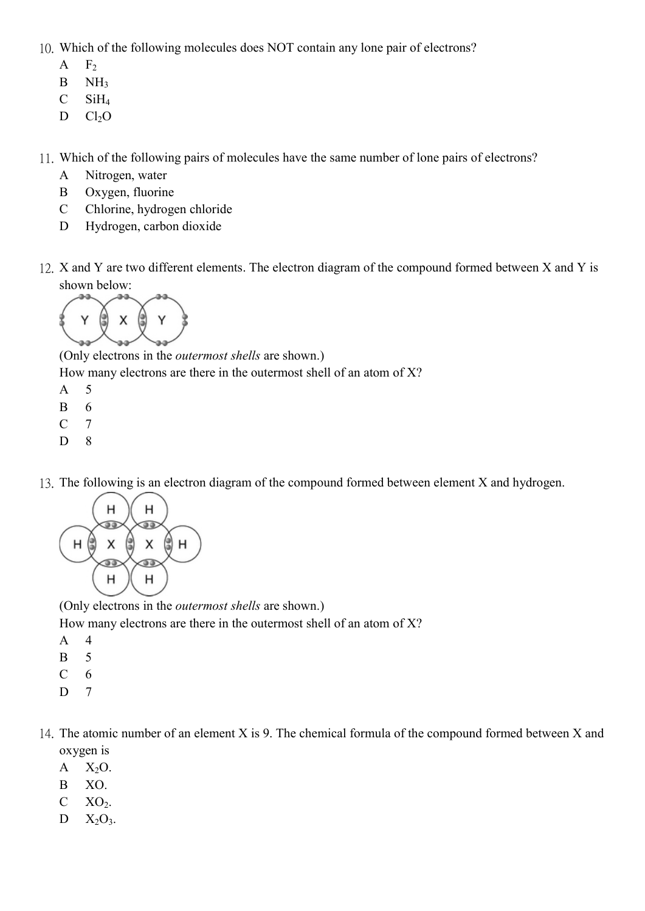10. Which of the following molecules does NOT contain any lone pair of electrons?
   A $F_2$
   B $NH_3$
   C $SiH_4$
   D $Cl_2O$

11. Which of the following pairs of molecules have the same number of lone pairs of electrons?
   A Nitrogen, water
   B Oxygen, fluorine
   C Chlorine, hydrogen chloride
   D Hydrogen, carbon dioxide

12. X and Y are two different elements. The electron diagram of the compound formed between X and Y is shown below:

   (Only electrons in the *outermost shells* are shown.)
   How many electrons are there in the outermost shell of an atom of X?
   A 5
   B 6
   C 7
   D 8

13. The following is an electron diagram of the compound formed between element X and hydrogen.

   (Only electrons in the *outermost shells* are shown.)
   How many electrons are there in the outermost shell of an atom of X?
   A 4
   B 5
   C 6
   D 7

14. The atomic number of an element X is 9. The chemical formula of the compound formed between X and oxygen is
   A $X_2O$.
   B $XO$.
   C $XO_2$.
   D $X_2O_3$.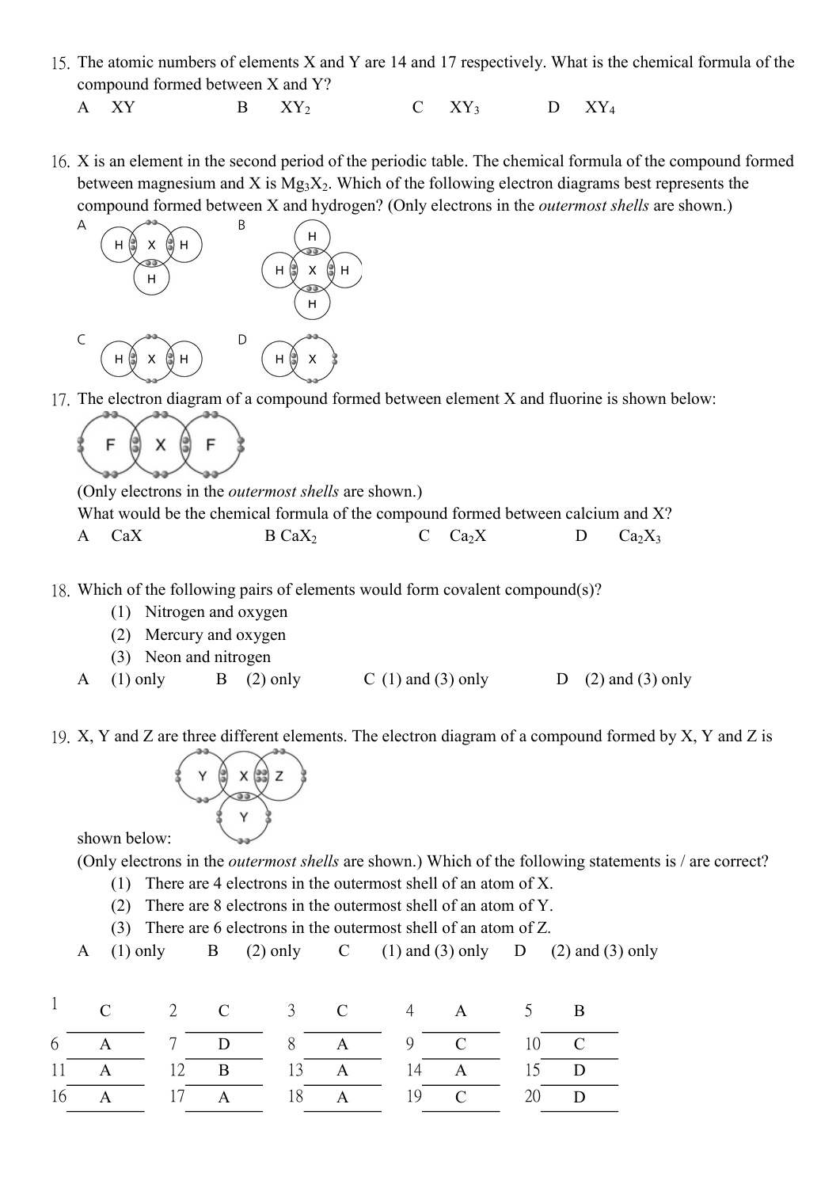15. The atomic numbers of elements X and Y are 14 and 17 respectively. What is the chemical formula of the compound formed between X and Y?

A XY B $XY_2$ C $XY_3$ D $XY_4$

16. X is an element in the second period of the periodic table. The chemical formula of the compound formed between magnesium and X is $Mg_3X_2$. Which of the following electron diagrams best represents the compound formed between X and hydrogen? (Only electrons in the *outermost shells* are shown.)

A B

C D

17. The electron diagram of a compound formed between element X and fluorine is shown below:

(Only electrons in the *outermost shells* are shown.)

What would be the chemical formula of the compound formed between calcium and X?

A CaX B $CaX_2$ C $Ca_2X$ D $Ca_2X_3$

18. Which of the following pairs of elements would form covalent compound(s)?

(1) Nitrogen and oxygen
(2) Mercury and oxygen
(3) Neon and nitrogen

A (1) only B (2) only C (1) and (3) only D (2) and (3) only

19. X, Y and Z are three different elements. The electron diagram of a compound formed by X, Y and Z is shown below:

(Only electrons in the *outermost shells* are shown.) Which of the following statements is / are correct?

(1) There are 4 electrons in the outermost shell of an atom of X.
(2) There are 8 electrons in the outermost shell of an atom of Y.
(3) There are 6 electrons in the outermost shell of an atom of Z.

A (1) only B (2) only C (1) and (3) only D (2) and (3) only

| | | | | | | | | | |
|---|---|---|---|---|---|---|---|---|---|
| 1 | C | 2 | C | 3 | C | 4 | A | 5 | B |
| 6 | A | 7 | D | 8 | A | 9 | C | 10 | C |
| 11 | A | 12 | B | 13 | A | 14 | A | 15 | D |
| 16 | A | 17 | A | 18 | A | 19 | C | 20 | D |